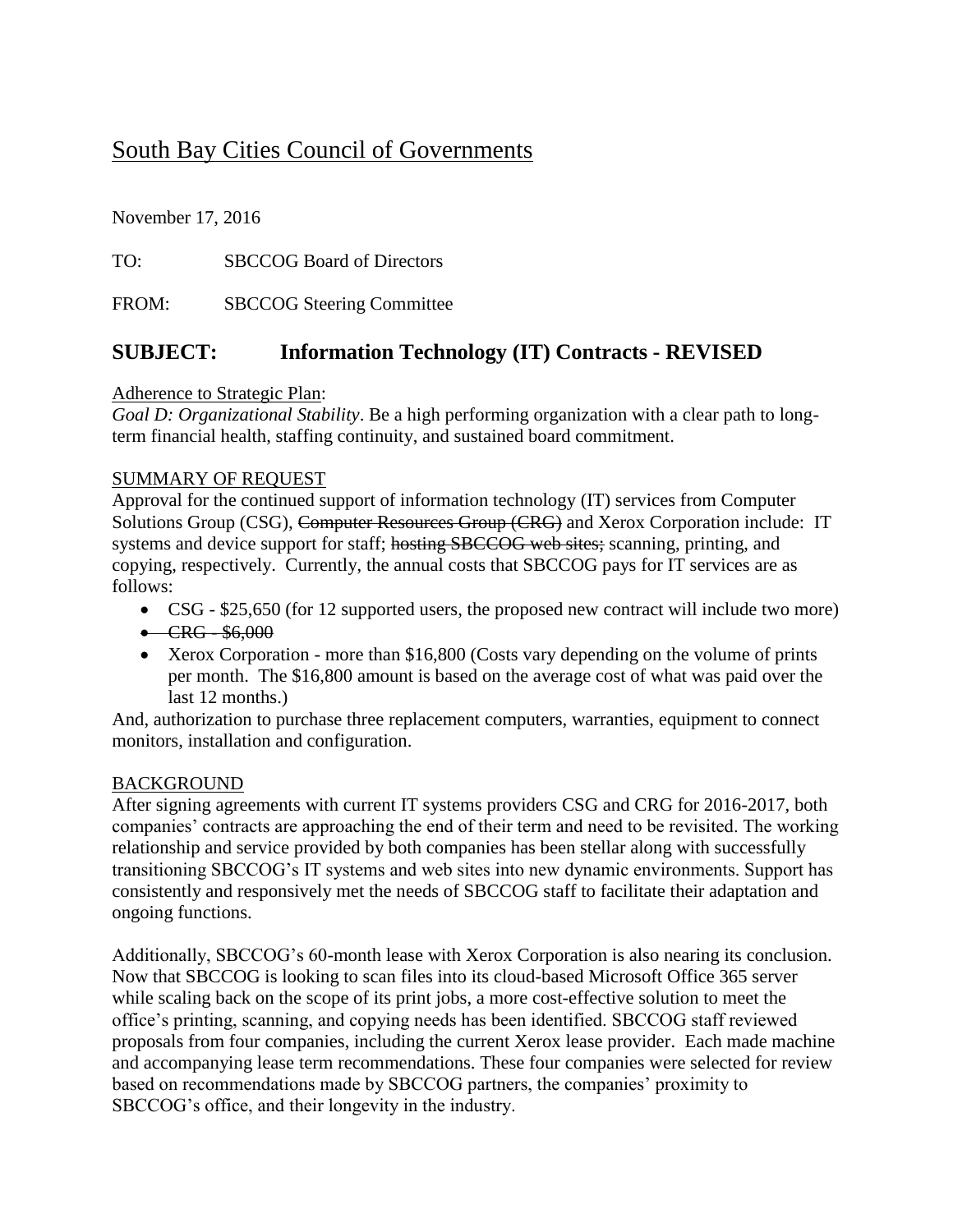# South Bay Cities Council of Governments

November 17, 2016

TO: SBCCOG Board of Directors

FROM: SBCCOG Steering Committee

## SUBJECT: Information Technology (IT) Contracts - REVISED

Adherence to Strategic Plan:

*Goal D: Organizational Stability*. Be a high performing organization with a clear path to long-term financial health, staffing continuity, and sustained board commitment.

SUMMARY OF REQUEST

Approval for the continued support of information technology (IT) services from Computer Solutions Group (CSG), ~~Computer Resources Group (CRG)~~ and Xerox Corporation include: IT systems and device support for staff; ~~hosting SBCCOG web sites;~~ scanning, printing, and copying, respectively. Currently, the annual costs that SBCCOG pays for IT services are as follows:

- CSG - $25,650 (for 12 supported users, the proposed new contract will include two more)
- ~~CRG - $6,000~~
- Xerox Corporation - more than $16,800 (Costs vary depending on the volume of prints per month. The $16,800 amount is based on the average cost of what was paid over the last 12 months.)

And, authorization to purchase three replacement computers, warranties, equipment to connect monitors, installation and configuration.

BACKGROUND

After signing agreements with current IT systems providers CSG and CRG for 2016-2017, both companies' contracts are approaching the end of their term and need to be revisited. The working relationship and service provided by both companies has been stellar along with successfully transitioning SBCCOG's IT systems and web sites into new dynamic environments. Support has consistently and responsively met the needs of SBCCOG staff to facilitate their adaptation and ongoing functions.

Additionally, SBCCOG's 60-month lease with Xerox Corporation is also nearing its conclusion. Now that SBCCOG is looking to scan files into its cloud-based Microsoft Office 365 server while scaling back on the scope of its print jobs, a more cost-effective solution to meet the office's printing, scanning, and copying needs has been identified. SBCCOG staff reviewed proposals from four companies, including the current Xerox lease provider. Each made machine and accompanying lease term recommendations. These four companies were selected for review based on recommendations made by SBCCOG partners, the companies' proximity to SBCCOG's office, and their longevity in the industry.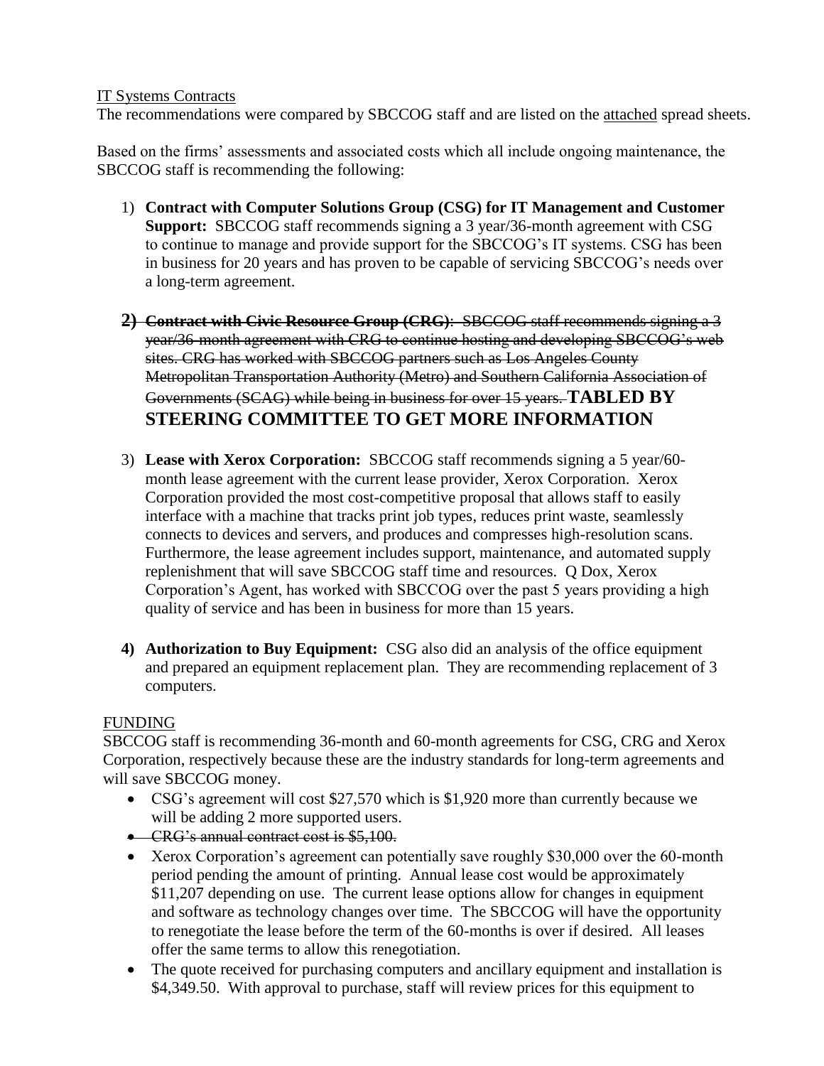<u>IT Systems Contracts</u>
The recommendations were compared by SBCCOG staff and are listed on the <u>attached</u> spread sheets.

Based on the firms' assessments and associated costs which all include ongoing maintenance, the SBCCOG staff is recommending the following:

1) **Contract with Computer Solutions Group (CSG) for IT Management and Customer Support:** SBCCOG staff recommends signing a 3 year/36-month agreement with CSG to continue to manage and provide support for the SBCCOG's IT systems. CSG has been in business for 20 years and has proven to be capable of servicing SBCCOG's needs over a long-term agreement.

2) ~~**Contract with Civic Resource Group (CRG)**: SBCCOG staff recommends signing a 3 year/36-month agreement with CRG to continue hosting and developing SBCCOG's web sites. CRG has worked with SBCCOG partners such as Los Angeles County Metropolitan Transportation Authority (Metro) and Southern California Association of Governments (SCAG) while being in business for over 15 years.~~ **TABLED BY STEERING COMMITTEE TO GET MORE INFORMATION**

3) **Lease with Xerox Corporation:** SBCCOG staff recommends signing a 5 year/60-month lease agreement with the current lease provider, Xerox Corporation. Xerox Corporation provided the most cost-competitive proposal that allows staff to easily interface with a machine that tracks print job types, reduces print waste, seamlessly connects to devices and servers, and produces and compresses high-resolution scans. Furthermore, the lease agreement includes support, maintenance, and automated supply replenishment that will save SBCCOG staff time and resources. Q Dox, Xerox Corporation's Agent, has worked with SBCCOG over the past 5 years providing a high quality of service and has been in business for more than 15 years.

4) **Authorization to Buy Equipment:** CSG also did an analysis of the office equipment and prepared an equipment replacement plan. They are recommending replacement of 3 computers.

<u>FUNDING</u>
SBCCOG staff is recommending 36-month and 60-month agreements for CSG, CRG and Xerox Corporation, respectively because these are the industry standards for long-term agreements and will save SBCCOG money.

- CSG's agreement will cost $27,570 which is $1,920 more than currently because we will be adding 2 more supported users.
- ~~CRG's annual contract cost is $5,100.~~
- Xerox Corporation's agreement can potentially save roughly $30,000 over the 60-month period pending the amount of printing. Annual lease cost would be approximately $11,207 depending on use. The current lease options allow for changes in equipment and software as technology changes over time. The SBCCOG will have the opportunity to renegotiate the lease before the term of the 60-months is over if desired. All leases offer the same terms to allow this renegotiation.
- The quote received for purchasing computers and ancillary equipment and installation is $4,349.50. With approval to purchase, staff will review prices for this equipment to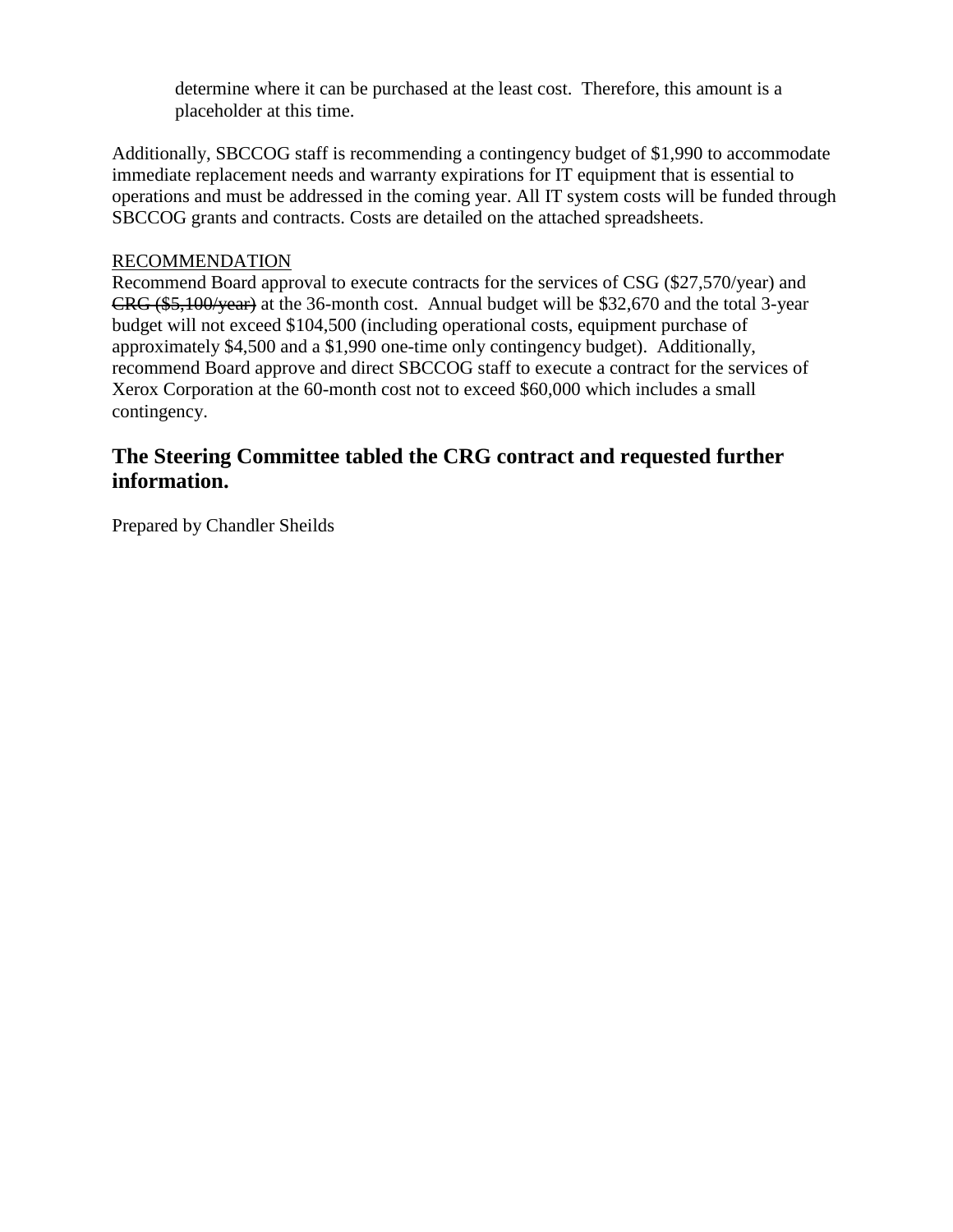determine where it can be purchased at the least cost. Therefore, this amount is a placeholder at this time.

Additionally, SBCCOG staff is recommending a contingency budget of $1,990 to accommodate immediate replacement needs and warranty expirations for IT equipment that is essential to operations and must be addressed in the coming year. All IT system costs will be funded through SBCCOG grants and contracts. Costs are detailed on the attached spreadsheets.

<u>RECOMMENDATION</u>

Recommend Board approval to execute contracts for the services of CSG ($27,570/year) and ~~CRG ($5,100/year)~~ at the 36-month cost. Annual budget will be $32,670 and the total 3-year budget will not exceed $104,500 (including operational costs, equipment purchase of approximately $4,500 and a $1,990 one-time only contingency budget). Additionally, recommend Board approve and direct SBCCOG staff to execute a contract for the services of Xerox Corporation at the 60-month cost not to exceed $60,000 which includes a small contingency.

**The Steering Committee tabled the CRG contract and requested further information.**

Prepared by Chandler Sheilds